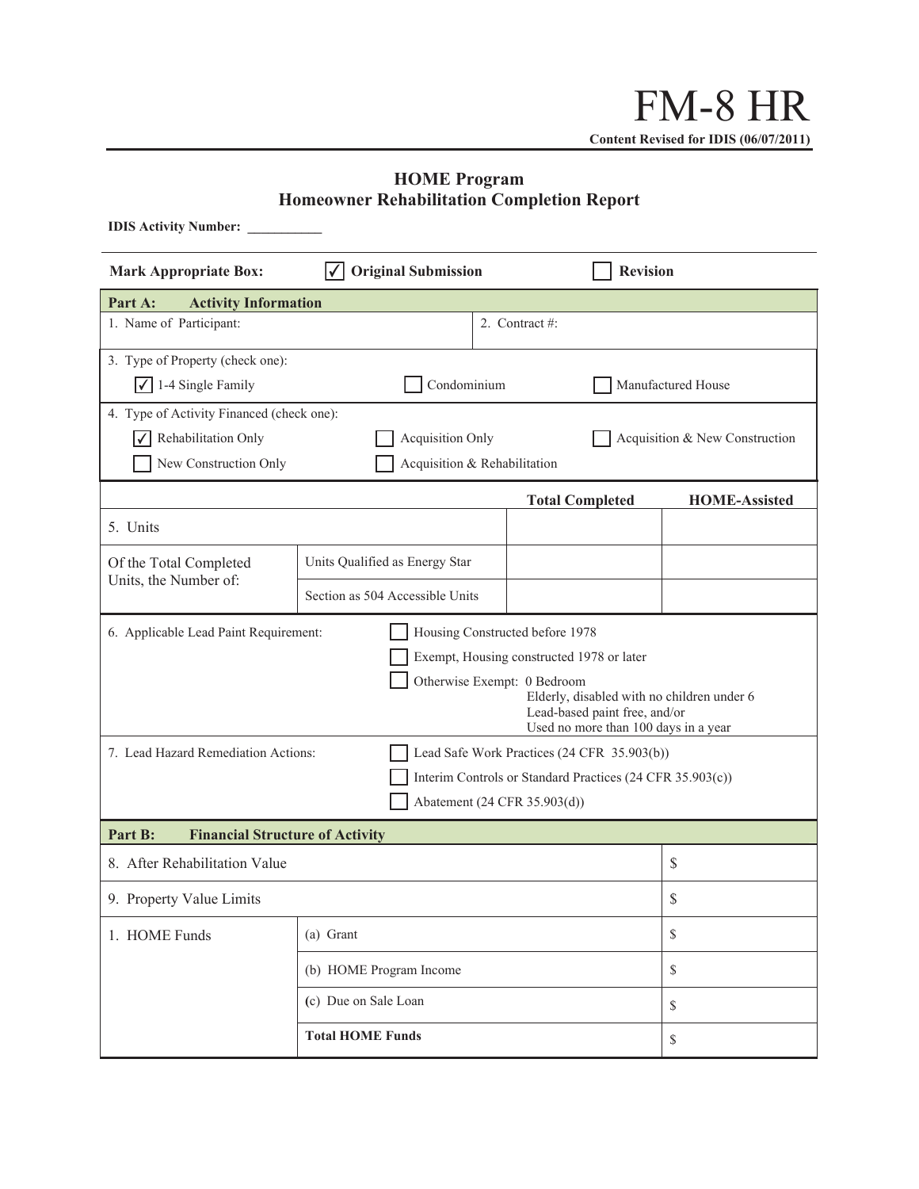# FM-8 HR

**Content Revised for IDIS (06/07/2011)**

## HOME Program
## Homeowner Rehabilitation Completion Report

**IDIS Activity Number:** ___________

**Mark Appropriate Box:** ☑ **Original Submission** ☐ **Revision**

| **Part A: Activity Information** | |
|---|---|
| 1. Name of Participant: | 2. Contract #: |

3. Type of Property (check one):

☑ 1-4 Single Family ☐ Condominium ☐ Manufactured House

4. Type of Activity Financed (check one):

☑ Rehabilitation Only ☐ Acquisition Only ☐ Acquisition & New Construction
☐ New Construction Only ☐ Acquisition & Rehabilitation

| | | **Total Completed** | **HOME-Assisted** |
|---|---|---|---|
| 5. Units | | | |
| Of the Total Completed Units, the Number of: | Units Qualified as Energy Star | | |
| | Section as 504 Accessible Units | | |

6. Applicable Lead Paint Requirement:

☐ Housing Constructed before 1978
☐ Exempt, Housing constructed 1978 or later
☐ Otherwise Exempt: 0 Bedroom
Elderly, disabled with no children under 6
Lead-based paint free, and/or
Used no more than 100 days in a year

7. Lead Hazard Remediation Actions:

☐ Lead Safe Work Practices (24 CFR 35.903(b))
☐ Interim Controls or Standard Practices (24 CFR 35.903(c))
☐ Abatement (24 CFR 35.903(d))

| **Part B: Financial Structure of Activity** | | |
|---|---|---|
| 8. After Rehabilitation Value | | $ |
| 9. Property Value Limits | | $ |
| 1. HOME Funds | (a) Grant | $ |
| | (b) HOME Program Income | $ |
| | (c) Due on Sale Loan | $ |
| | **Total HOME Funds** | $ |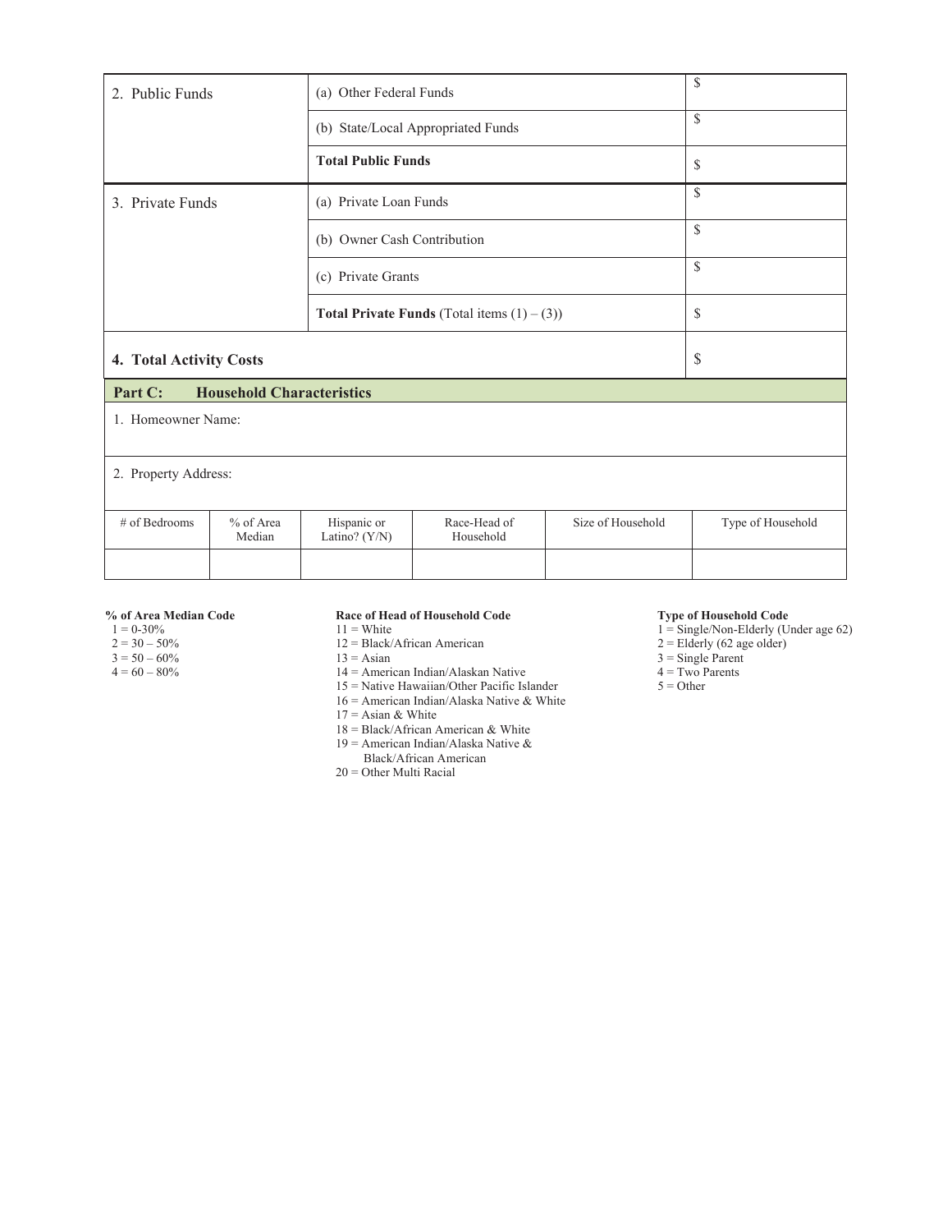| | | |
|---|---|---|
| 2. Public Funds | (a) Other Federal Funds | $ |
| | (b) State/Local Appropriated Funds | $ |
| | **Total Public Funds** | $ |
| 3. Private Funds | (a) Private Loan Funds | $ |
| | (b) Owner Cash Contribution | $ |
| | (c) Private Grants | $ |
| | **Total Private Funds** (Total items (1) – (3)) | $ |
| **4. Total Activity Costs** | | $ |

## Part C: Household Characteristics

1. Homeowner Name:

2. Property Address:

| # of Bedrooms | % of Area Median | Hispanic or Latino? (Y/N) | Race-Head of Household | Size of Household | Type of Household |
|---|---|---|---|---|---|
| | | | | | |

**% of Area Median Code**
1 = 0-30%
2 = 30 – 50%
3 = 50 – 60%
4 = 60 – 80%

**Race of Head of Household Code**
11 = White
12 = Black/African American
13 = Asian
14 = American Indian/Alaskan Native
15 = Native Hawaiian/Other Pacific Islander
16 = American Indian/Alaska Native & White
17 = Asian & White
18 = Black/African American & White
19 = American Indian/Alaska Native & Black/African American
20 = Other Multi Racial

**Type of Household Code**
1 = Single/Non-Elderly (Under age 62)
2 = Elderly (62 age older)
3 = Single Parent
4 = Two Parents
5 = Other